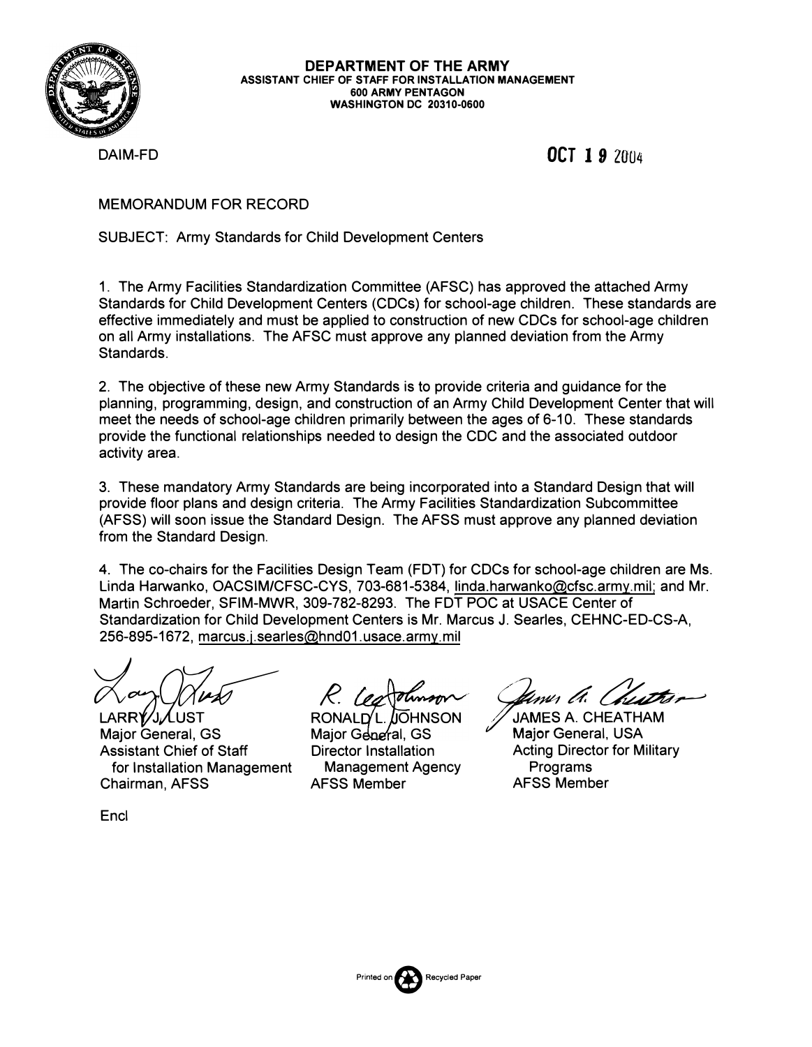**DEPARTMENT OF THE ARMY**
**ASSISTANT CHIEF OF STAFF FOR INSTALLATION MANAGEMENT**
**600 ARMY PENTAGON**
**WASHINGTON DC 20310-0600**

DAIM-FD

**OCT 19 2004**

MEMORANDUM FOR RECORD

SUBJECT: Army Standards for Child Development Centers

1. The Army Facilities Standardization Committee (AFSC) has approved the attached Army Standards for Child Development Centers (CDCs) for school-age children. These standards are effective immediately and must be applied to construction of new CDCs for school-age children on all Army installations. The AFSC must approve any planned deviation from the Army Standards.

2. The objective of these new Army Standards is to provide criteria and guidance for the planning, programming, design, and construction of an Army Child Development Center that will meet the needs of school-age children primarily between the ages of 6-10. These standards provide the functional relationships needed to design the CDC and the associated outdoor activity area.

3. These mandatory Army Standards are being incorporated into a Standard Design that will provide floor plans and design criteria. The Army Facilities Standardization Subcommittee (AFSS) will soon issue the Standard Design. The AFSS must approve any planned deviation from the Standard Design.

4. The co-chairs for the Facilities Design Team (FDT) for CDCs for school-age children are Ms. Linda Harwanko, OACSIM/CFSC-CYS, 703-681-5384, linda.harwanko@cfsc.army.mil; and Mr. Martin Schroeder, SFIM-MWR, 309-782-8293. The FDT POC at USACE Center of Standardization for Child Development Centers is Mr. Marcus J. Searles, CEHNC-ED-CS-A, 256-895-1672, marcus.j.searles@hnd01.usace.army.mil

| | | |
|---|---|---|
| LARRY J. LUST | RONALD L. JOHNSON | JAMES A. CHEATHAM |
| Major General, GS | Major General, GS | Major General, USA |
| Assistant Chief of Staff for Installation Management | Director Installation Management Agency | Acting Director for Military Programs |
| Chairman, AFSS | AFSS Member | AFSS Member |

Encl

Printed on Recycled Paper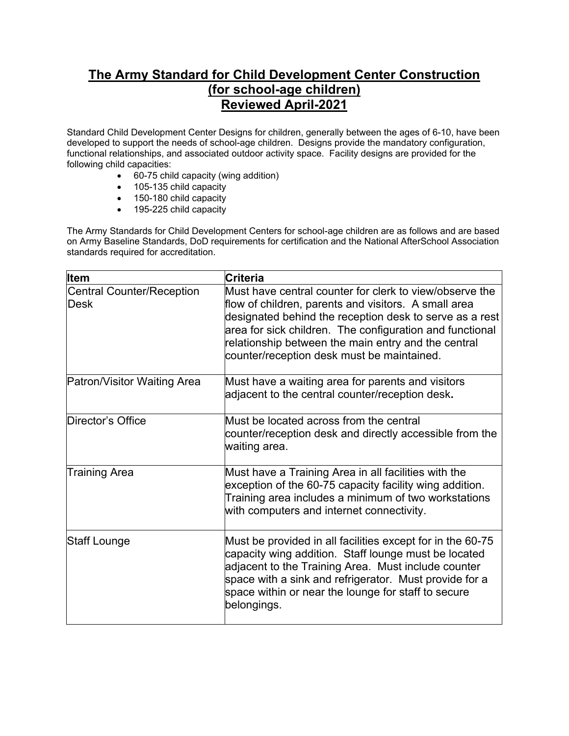# The Army Standard for Child Development Center Construction (for school-age children) Reviewed April-2021

Standard Child Development Center Designs for children, generally between the ages of 6-10, have been developed to support the needs of school-age children. Designs provide the mandatory configuration, functional relationships, and associated outdoor activity space. Facility designs are provided for the following child capacities:

- 60-75 child capacity (wing addition)
- 105-135 child capacity
- 150-180 child capacity
- 195-225 child capacity

The Army Standards for Child Development Centers for school-age children are as follows and are based on Army Baseline Standards, DoD requirements for certification and the National AfterSchool Association standards required for accreditation.

| Item | Criteria |
|---|---|
| Central Counter/Reception Desk | Must have central counter for clerk to view/observe the flow of children, parents and visitors. A small area designated behind the reception desk to serve as a rest area for sick children. The configuration and functional relationship between the main entry and the central counter/reception desk must be maintained. |
| Patron/Visitor Waiting Area | Must have a waiting area for parents and visitors adjacent to the central counter/reception desk. |
| Director's Office | Must be located across from the central counter/reception desk and directly accessible from the waiting area. |
| Training Area | Must have a Training Area in all facilities with the exception of the 60-75 capacity facility wing addition. Training area includes a minimum of two workstations with computers and internet connectivity. |
| Staff Lounge | Must be provided in all facilities except for in the 60-75 capacity wing addition. Staff lounge must be located adjacent to the Training Area. Must include counter space with a sink and refrigerator. Must provide for a space within or near the lounge for staff to secure belongings. |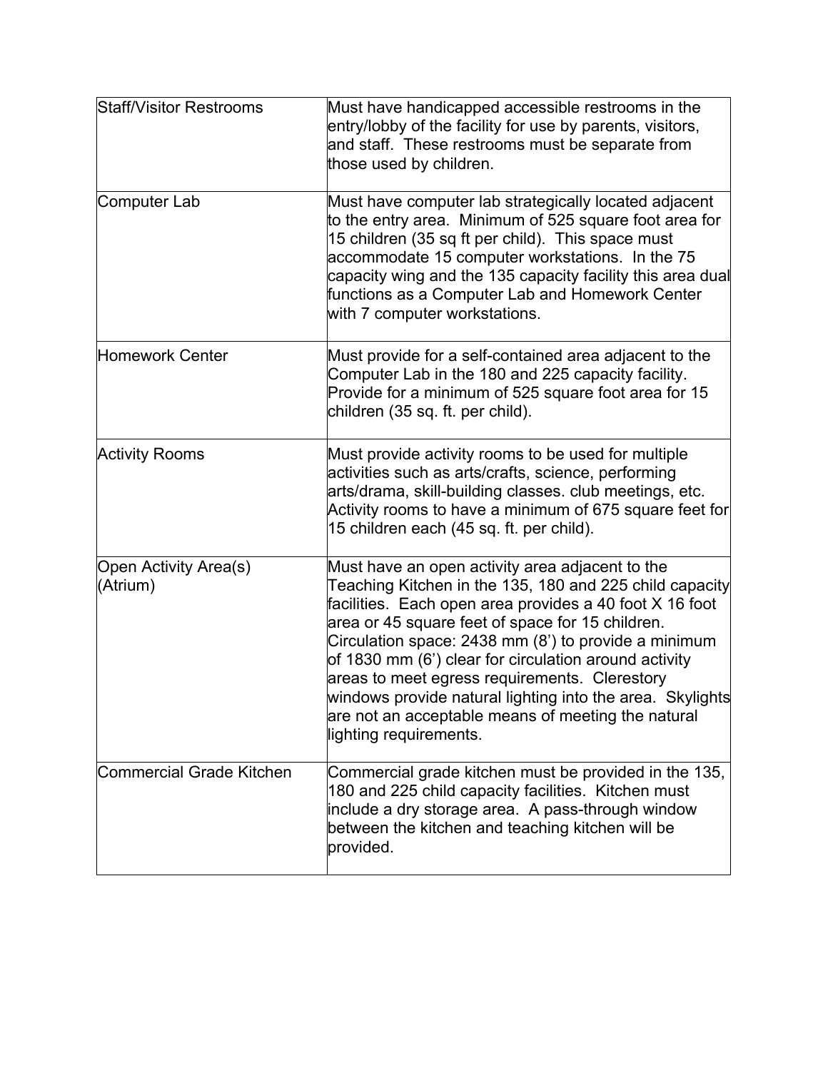| | |
|---|---|
| Staff/Visitor Restrooms | Must have handicapped accessible restrooms in the entry/lobby of the facility for use by parents, visitors, and staff. These restrooms must be separate from those used by children. |
| Computer Lab | Must have computer lab strategically located adjacent to the entry area. Minimum of 525 square foot area for 15 children (35 sq ft per child). This space must accommodate 15 computer workstations. In the 75 capacity wing and the 135 capacity facility this area dual functions as a Computer Lab and Homework Center with 7 computer workstations. |
| Homework Center | Must provide for a self-contained area adjacent to the Computer Lab in the 180 and 225 capacity facility. Provide for a minimum of 525 square foot area for 15 children (35 sq. ft. per child). |
| Activity Rooms | Must provide activity rooms to be used for multiple activities such as arts/crafts, science, performing arts/drama, skill-building classes. club meetings, etc. Activity rooms to have a minimum of 675 square feet for 15 children each (45 sq. ft. per child). |
| Open Activity Area(s) (Atrium) | Must have an open activity area adjacent to the Teaching Kitchen in the 135, 180 and 225 child capacity facilities. Each open area provides a 40 foot X 16 foot area or 45 square feet of space for 15 children. Circulation space: 2438 mm (8') to provide a minimum of 1830 mm (6') clear for circulation around activity areas to meet egress requirements. Clerestory windows provide natural lighting into the area. Skylights are not an acceptable means of meeting the natural lighting requirements. |
| Commercial Grade Kitchen | Commercial grade kitchen must be provided in the 135, 180 and 225 child capacity facilities. Kitchen must include a dry storage area. A pass-through window between the kitchen and teaching kitchen will be provided. |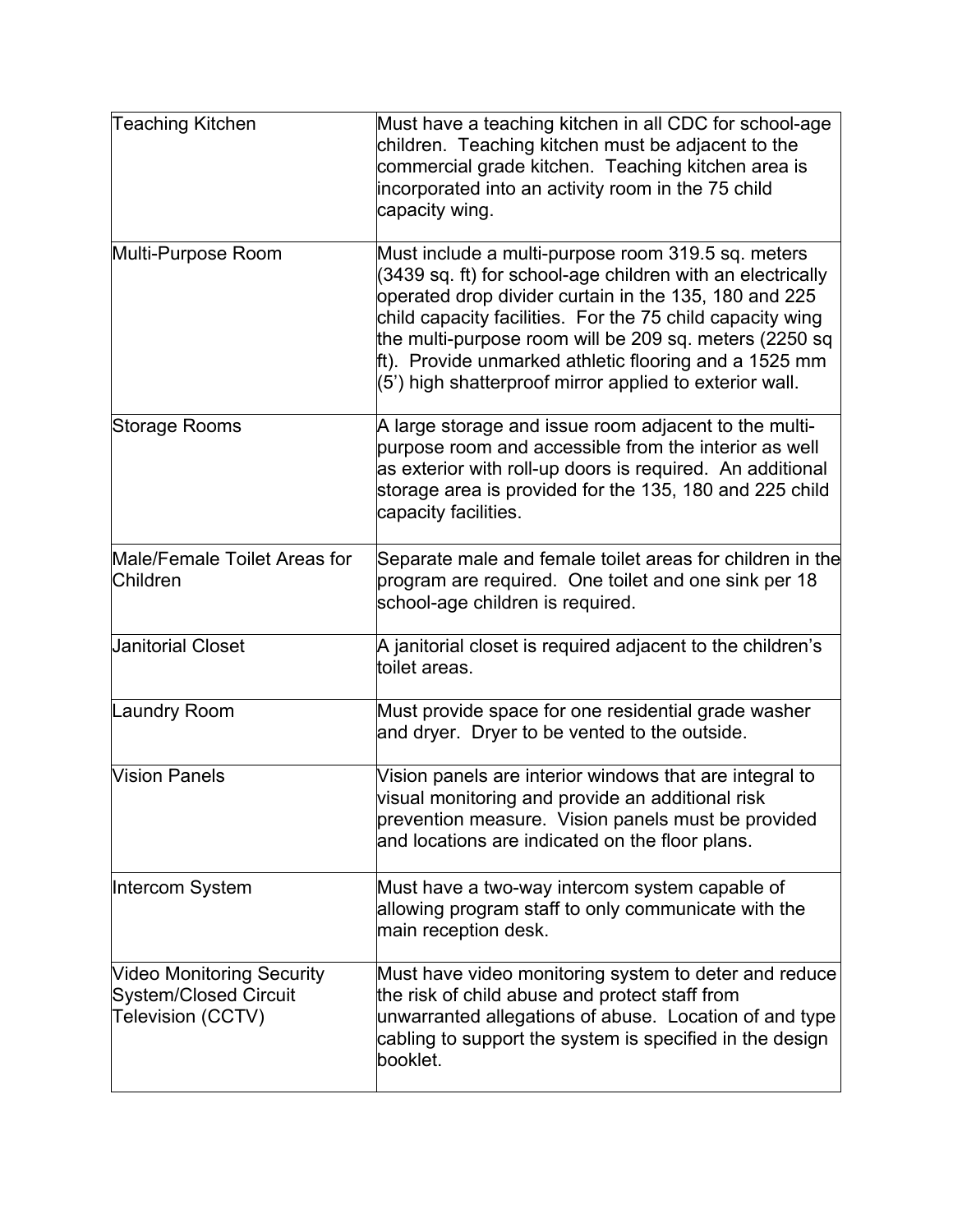| | |
|---|---|
| Teaching Kitchen | Must have a teaching kitchen in all CDC for school-age children. Teaching kitchen must be adjacent to the commercial grade kitchen. Teaching kitchen area is incorporated into an activity room in the 75 child capacity wing. |
| Multi-Purpose Room | Must include a multi-purpose room 319.5 sq. meters (3439 sq. ft) for school-age children with an electrically operated drop divider curtain in the 135, 180 and 225 child capacity facilities. For the 75 child capacity wing the multi-purpose room will be 209 sq. meters (2250 sq ft). Provide unmarked athletic flooring and a 1525 mm (5') high shatterproof mirror applied to exterior wall. |
| Storage Rooms | A large storage and issue room adjacent to the multi-purpose room and accessible from the interior as well as exterior with roll-up doors is required. An additional storage area is provided for the 135, 180 and 225 child capacity facilities. |
| Male/Female Toilet Areas for Children | Separate male and female toilet areas for children in the program are required. One toilet and one sink per 18 school-age children is required. |
| Janitorial Closet | A janitorial closet is required adjacent to the children's toilet areas. |
| Laundry Room | Must provide space for one residential grade washer and dryer. Dryer to be vented to the outside. |
| Vision Panels | Vision panels are interior windows that are integral to visual monitoring and provide an additional risk prevention measure. Vision panels must be provided and locations are indicated on the floor plans. |
| Intercom System | Must have a two-way intercom system capable of allowing program staff to only communicate with the main reception desk. |
| Video Monitoring Security System/Closed Circuit Television (CCTV) | Must have video monitoring system to deter and reduce the risk of child abuse and protect staff from unwarranted allegations of abuse. Location of and type cabling to support the system is specified in the design booklet. |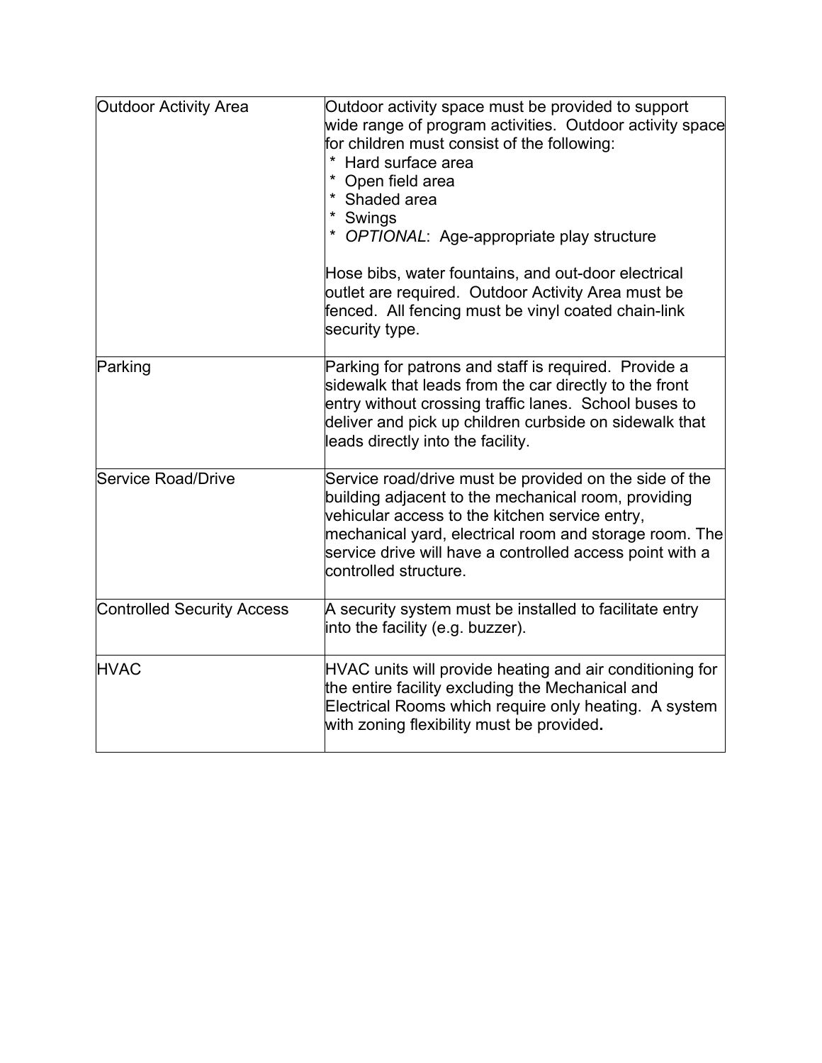| | |
|---|---|
| Outdoor Activity Area | Outdoor activity space must be provided to support wide range of program activities. Outdoor activity space for children must consist of the following:<br>* Hard surface area<br>* Open field area<br>* Shaded area<br>* Swings<br>* *OPTIONAL*: Age-appropriate play structure<br><br>Hose bibs, water fountains, and out-door electrical outlet are required. Outdoor Activity Area must be fenced. All fencing must be vinyl coated chain-link security type. |
| Parking | Parking for patrons and staff is required. Provide a sidewalk that leads from the car directly to the front entry without crossing traffic lanes. School buses to deliver and pick up children curbside on sidewalk that leads directly into the facility. |
| Service Road/Drive | Service road/drive must be provided on the side of the building adjacent to the mechanical room, providing vehicular access to the kitchen service entry, mechanical yard, electrical room and storage room. The service drive will have a controlled access point with a controlled structure. |
| Controlled Security Access | A security system must be installed to facilitate entry into the facility (e.g. buzzer). |
| HVAC | HVAC units will provide heating and air conditioning for the entire facility excluding the Mechanical and Electrical Rooms which require only heating. A system with zoning flexibility must be provided. |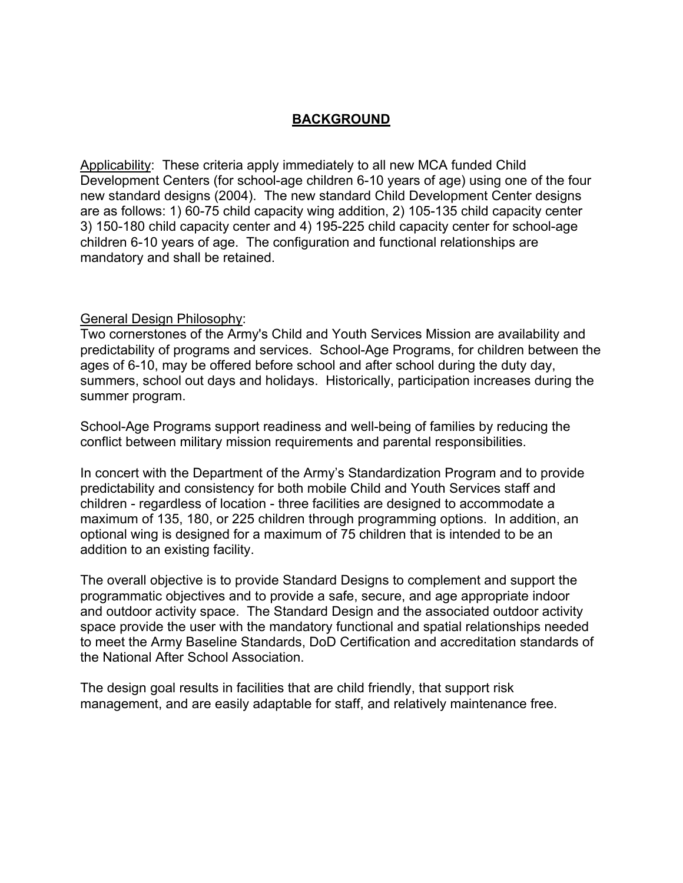# BACKGROUND

Applicability: These criteria apply immediately to all new MCA funded Child Development Centers (for school-age children 6-10 years of age) using one of the four new standard designs (2004). The new standard Child Development Center designs are as follows: 1) 60-75 child capacity wing addition, 2) 105-135 child capacity center 3) 150-180 child capacity center and 4) 195-225 child capacity center for school-age children 6-10 years of age. The configuration and functional relationships are mandatory and shall be retained.

General Design Philosophy:
Two cornerstones of the Army's Child and Youth Services Mission are availability and predictability of programs and services. School-Age Programs, for children between the ages of 6-10, may be offered before school and after school during the duty day, summers, school out days and holidays. Historically, participation increases during the summer program.

School-Age Programs support readiness and well-being of families by reducing the conflict between military mission requirements and parental responsibilities.

In concert with the Department of the Army's Standardization Program and to provide predictability and consistency for both mobile Child and Youth Services staff and children - regardless of location - three facilities are designed to accommodate a maximum of 135, 180, or 225 children through programming options. In addition, an optional wing is designed for a maximum of 75 children that is intended to be an addition to an existing facility.

The overall objective is to provide Standard Designs to complement and support the programmatic objectives and to provide a safe, secure, and age appropriate indoor and outdoor activity space. The Standard Design and the associated outdoor activity space provide the user with the mandatory functional and spatial relationships needed to meet the Army Baseline Standards, DoD Certification and accreditation standards of the National After School Association.

The design goal results in facilities that are child friendly, that support risk management, and are easily adaptable for staff, and relatively maintenance free.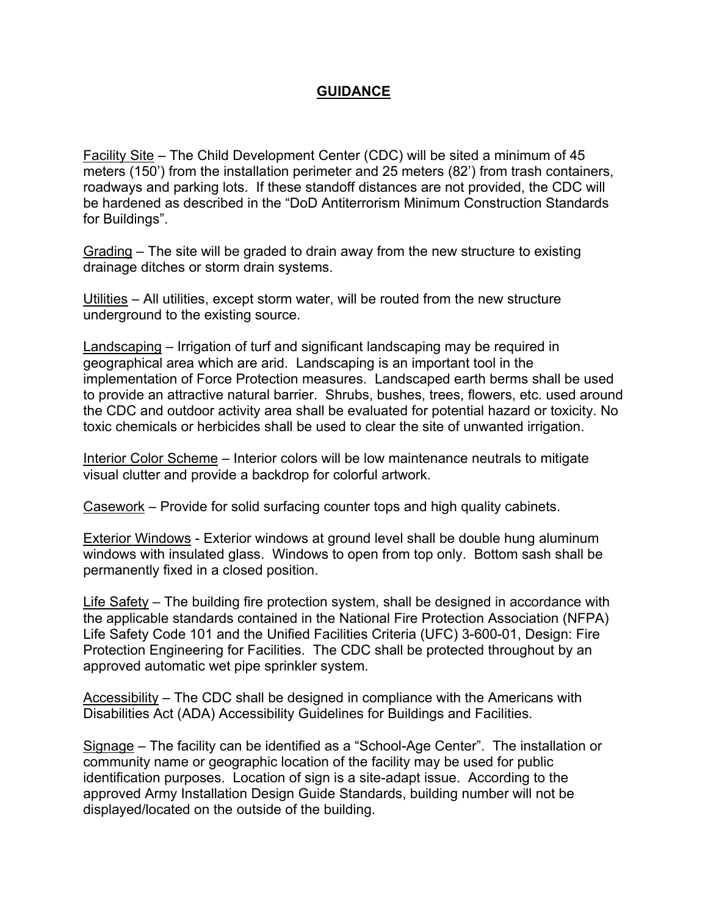# GUIDANCE

<u>Facility Site</u> – The Child Development Center (CDC) will be sited a minimum of 45 meters (150') from the installation perimeter and 25 meters (82') from trash containers, roadways and parking lots. If these standoff distances are not provided, the CDC will be hardened as described in the "DoD Antiterrorism Minimum Construction Standards for Buildings".

<u>Grading</u> – The site will be graded to drain away from the new structure to existing drainage ditches or storm drain systems.

<u>Utilities</u> – All utilities, except storm water, will be routed from the new structure underground to the existing source.

<u>Landscaping</u> – Irrigation of turf and significant landscaping may be required in geographical area which are arid. Landscaping is an important tool in the implementation of Force Protection measures. Landscaped earth berms shall be used to provide an attractive natural barrier. Shrubs, bushes, trees, flowers, etc. used around the CDC and outdoor activity area shall be evaluated for potential hazard or toxicity. No toxic chemicals or herbicides shall be used to clear the site of unwanted irrigation.

<u>Interior Color Scheme</u> – Interior colors will be low maintenance neutrals to mitigate visual clutter and provide a backdrop for colorful artwork.

<u>Casework</u> – Provide for solid surfacing counter tops and high quality cabinets.

<u>Exterior Windows</u> - Exterior windows at ground level shall be double hung aluminum windows with insulated glass. Windows to open from top only. Bottom sash shall be permanently fixed in a closed position.

<u>Life Safety</u> – The building fire protection system, shall be designed in accordance with the applicable standards contained in the National Fire Protection Association (NFPA) Life Safety Code 101 and the Unified Facilities Criteria (UFC) 3-600-01, Design: Fire Protection Engineering for Facilities. The CDC shall be protected throughout by an approved automatic wet pipe sprinkler system.

<u>Accessibility</u> – The CDC shall be designed in compliance with the Americans with Disabilities Act (ADA) Accessibility Guidelines for Buildings and Facilities.

<u>Signage</u> – The facility can be identified as a "School-Age Center". The installation or community name or geographic location of the facility may be used for public identification purposes. Location of sign is a site-adapt issue. According to the approved Army Installation Design Guide Standards, building number will not be displayed/located on the outside of the building.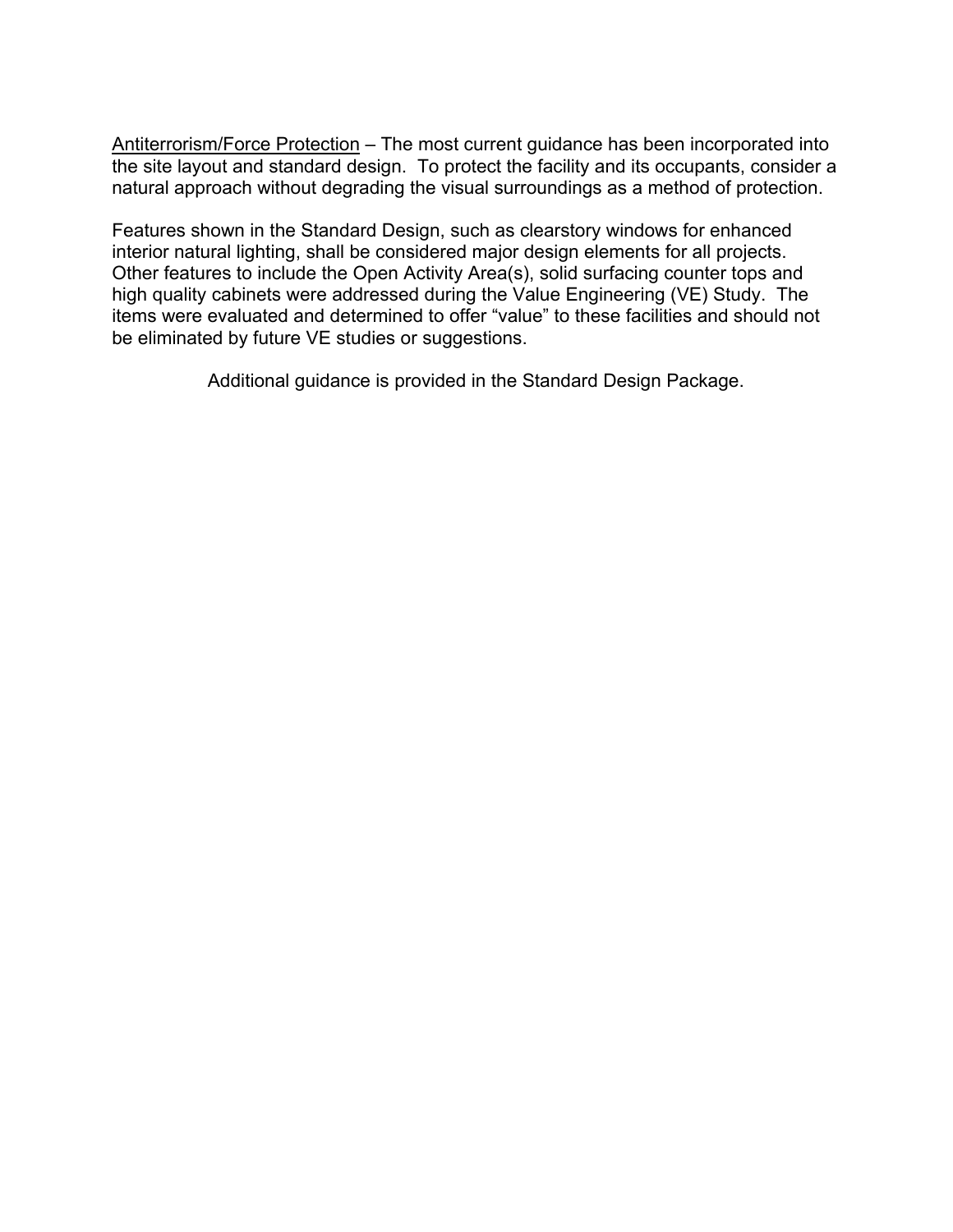<u>Antiterrorism/Force Protection</u> – The most current guidance has been incorporated into the site layout and standard design. To protect the facility and its occupants, consider a natural approach without degrading the visual surroundings as a method of protection.

Features shown in the Standard Design, such as clearstory windows for enhanced interior natural lighting, shall be considered major design elements for all projects. Other features to include the Open Activity Area(s), solid surfacing counter tops and high quality cabinets were addressed during the Value Engineering (VE) Study. The items were evaluated and determined to offer "value" to these facilities and should not be eliminated by future VE studies or suggestions.

Additional guidance is provided in the Standard Design Package.